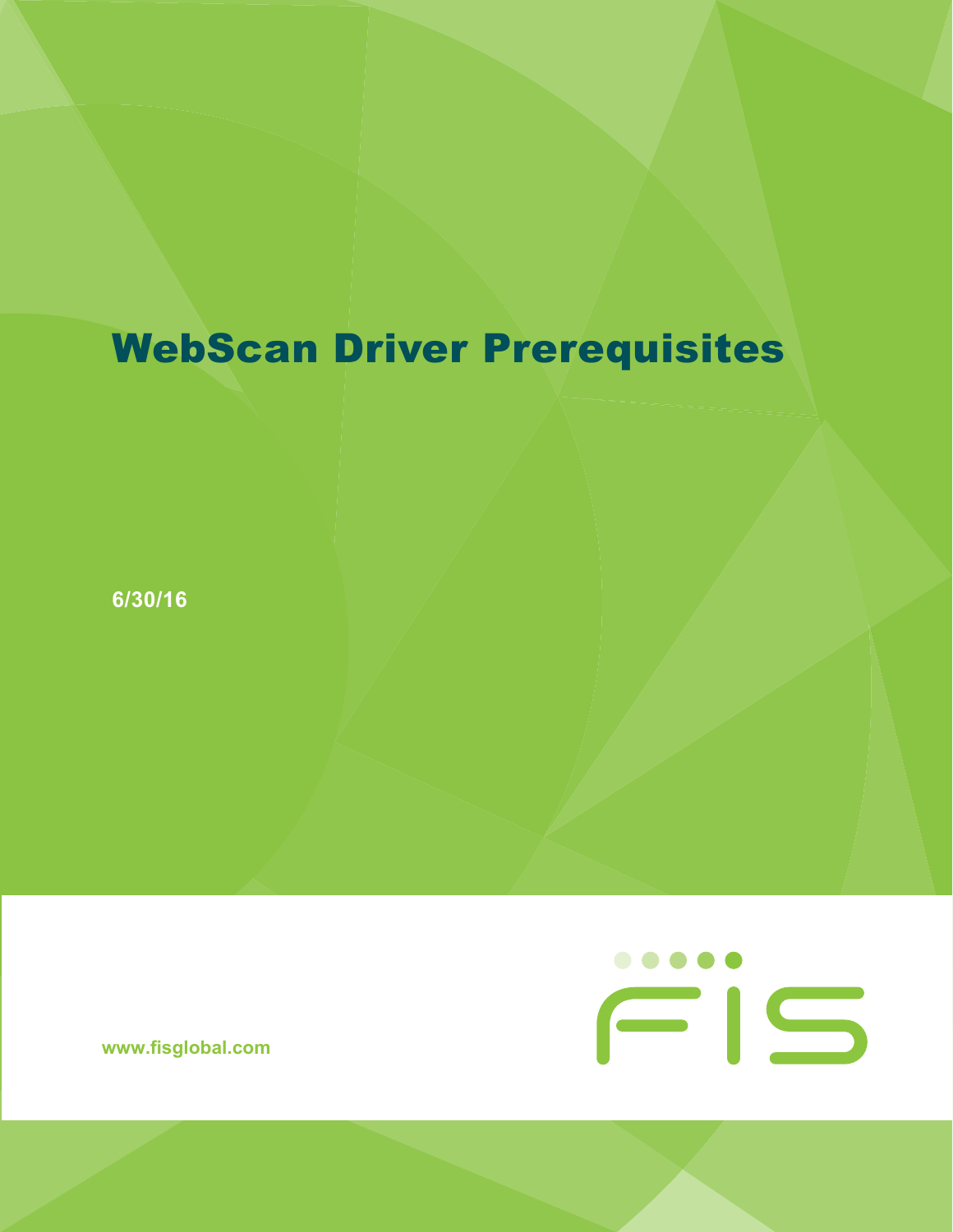# WebScan Driver Prerequisites

**6/30/16**

**www.fisglobal.com**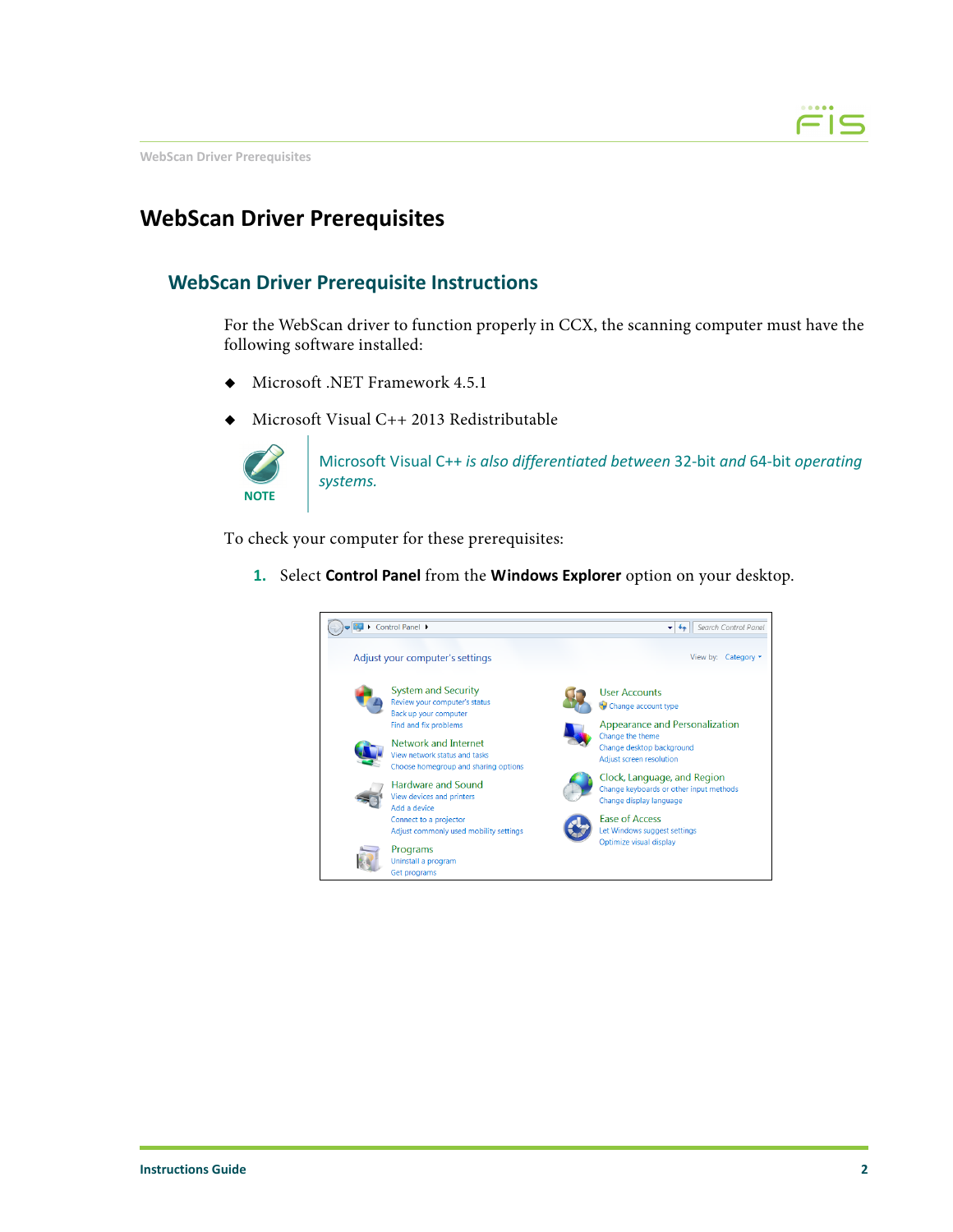# WebScan Driver Prerequisites

## WebScan Driver Prerequisite Instructions

For the WebScan driver to function properly in CCX, the scanning computer must have the following software installed:

- Microsoft .NET Framework 4.5.1
- Microsoft Visual C++ 2013 Redistributable

> **NOTE**
>
> Microsoft Visual C++ *is also differentiated between* 32-bit *and* 64-bit *operating systems.*

To check your computer for these prerequisites:

1. Select **Control Panel** from the **Windows Explorer** option on your desktop.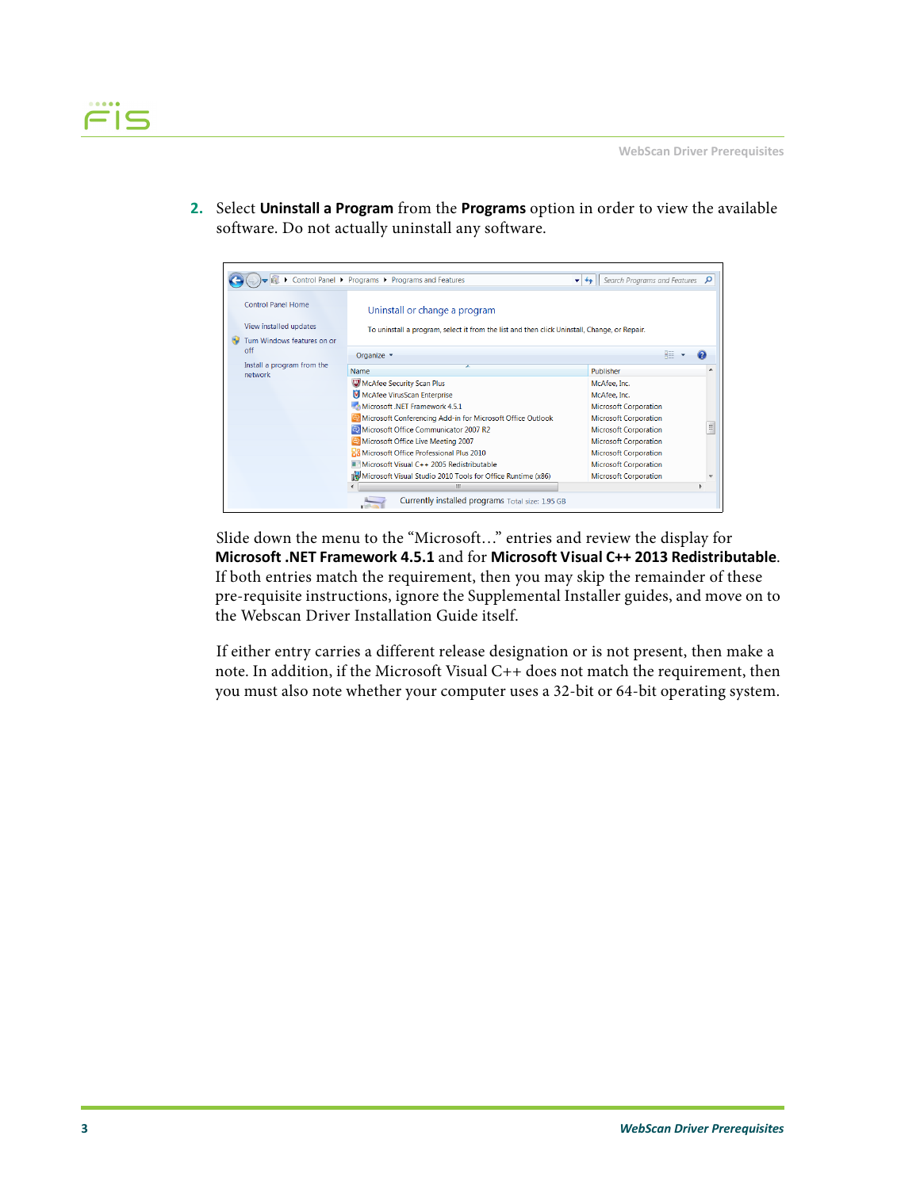2. Select **Uninstall a Program** from the **Programs** option in order to view the available software. Do not actually uninstall any software.

Slide down the menu to the "Microsoft…" entries and review the display for **Microsoft .NET Framework 4.5.1** and for **Microsoft Visual C++ 2013 Redistributable**. If both entries match the requirement, then you may skip the remainder of these pre-requisite instructions, ignore the Supplemental Installer guides, and move on to the Webscan Driver Installation Guide itself.

If either entry carries a different release designation or is not present, then make a note. In addition, if the Microsoft Visual C++ does not match the requirement, then you must also note whether your computer uses a 32-bit or 64-bit operating system.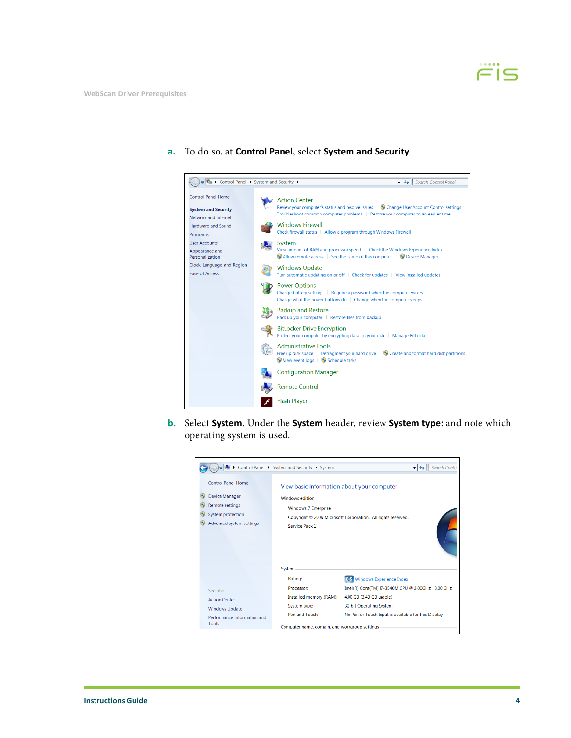a. To do so, at **Control Panel**, select **System and Security**.

b. Select **System**. Under the **System** header, review **System type:** and note which operating system is used.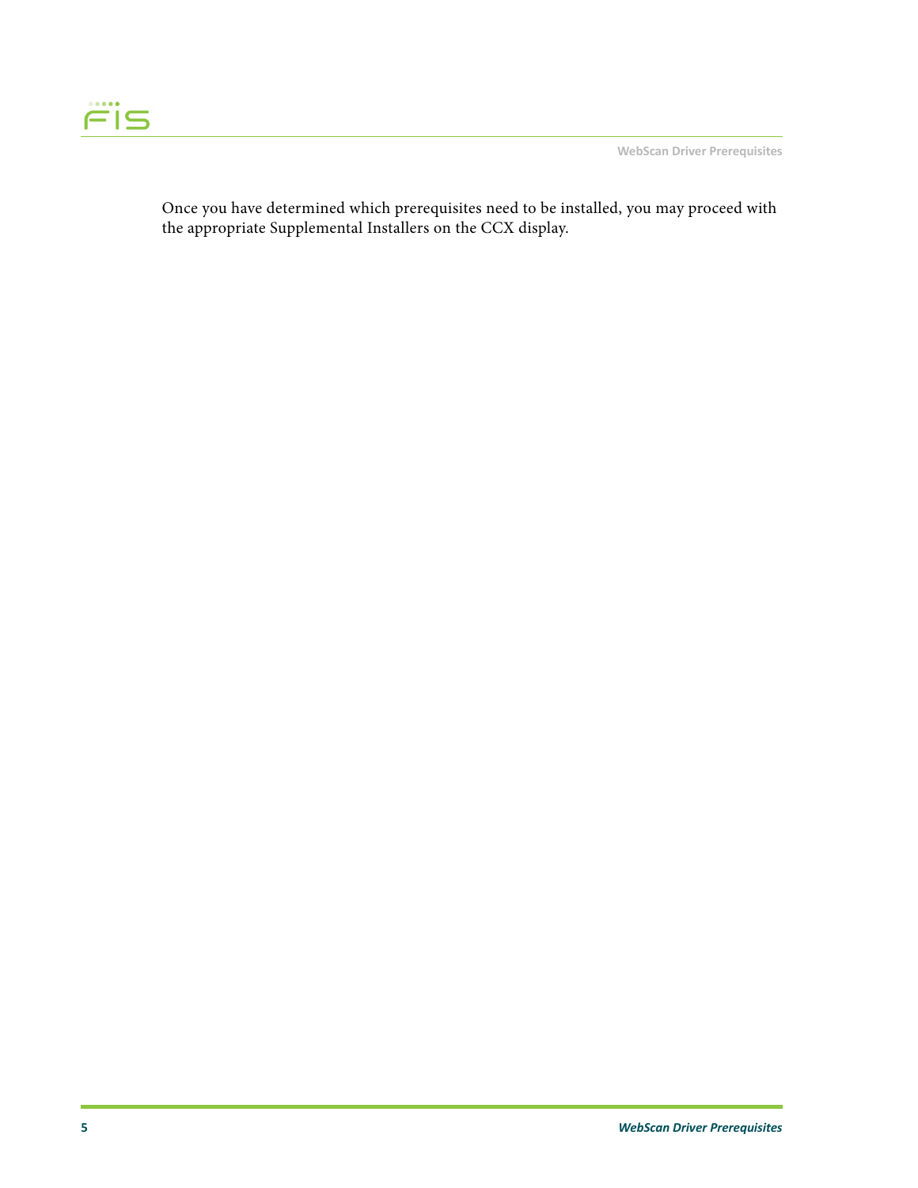Once you have determined which prerequisites need to be installed, you may proceed with the appropriate Supplemental Installers on the CCX display.